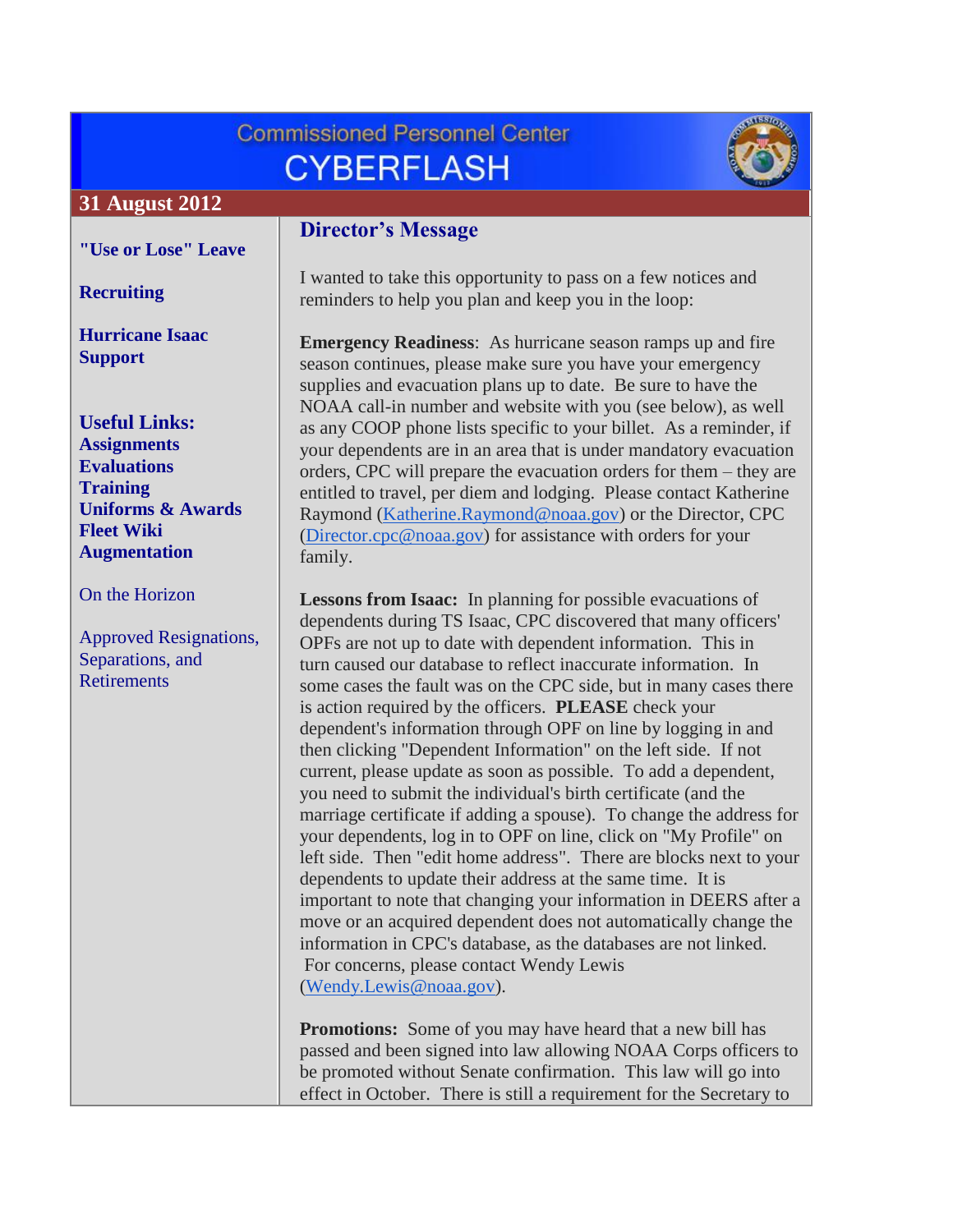# Commissioned Personnel Center CYBERFLASH

**31 August 2012**

**"Use or Lose" Leave**

**Recruiting**

**Hurricane Isaac Support**

**Useful Links:**
**Assignments**
**Evaluations**
**Training**
**Uniforms & Awards**
**Fleet Wiki**
**Augmentation**

On the Horizon

Approved Resignations, Separations, and Retirements

## Director's Message

I wanted to take this opportunity to pass on a few notices and reminders to help you plan and keep you in the loop:

**Emergency Readiness**: As hurricane season ramps up and fire season continues, please make sure you have your emergency supplies and evacuation plans up to date. Be sure to have the NOAA call-in number and website with you (see below), as well as any COOP phone lists specific to your billet. As a reminder, if your dependents are in an area that is under mandatory evacuation orders, CPC will prepare the evacuation orders for them – they are entitled to travel, per diem and lodging. Please contact Katherine Raymond (Katherine.Raymond@noaa.gov) or the Director, CPC (Director.cpc@noaa.gov) for assistance with orders for your family.

**Lessons from Isaac:** In planning for possible evacuations of dependents during TS Isaac, CPC discovered that many officers' OPFs are not up to date with dependent information. This in turn caused our database to reflect inaccurate information. In some cases the fault was on the CPC side, but in many cases there is action required by the officers. **PLEASE** check your dependent's information through OPF on line by logging in and then clicking "Dependent Information" on the left side. If not current, please update as soon as possible. To add a dependent, you need to submit the individual's birth certificate (and the marriage certificate if adding a spouse). To change the address for your dependents, log in to OPF on line, click on "My Profile" on left side. Then "edit home address". There are blocks next to your dependents to update their address at the same time. It is important to note that changing your information in DEERS after a move or an acquired dependent does not automatically change the information in CPC's database, as the databases are not linked. For concerns, please contact Wendy Lewis (Wendy.Lewis@noaa.gov).

**Promotions:** Some of you may have heard that a new bill has passed and been signed into law allowing NOAA Corps officers to be promoted without Senate confirmation. This law will go into effect in October. There is still a requirement for the Secretary to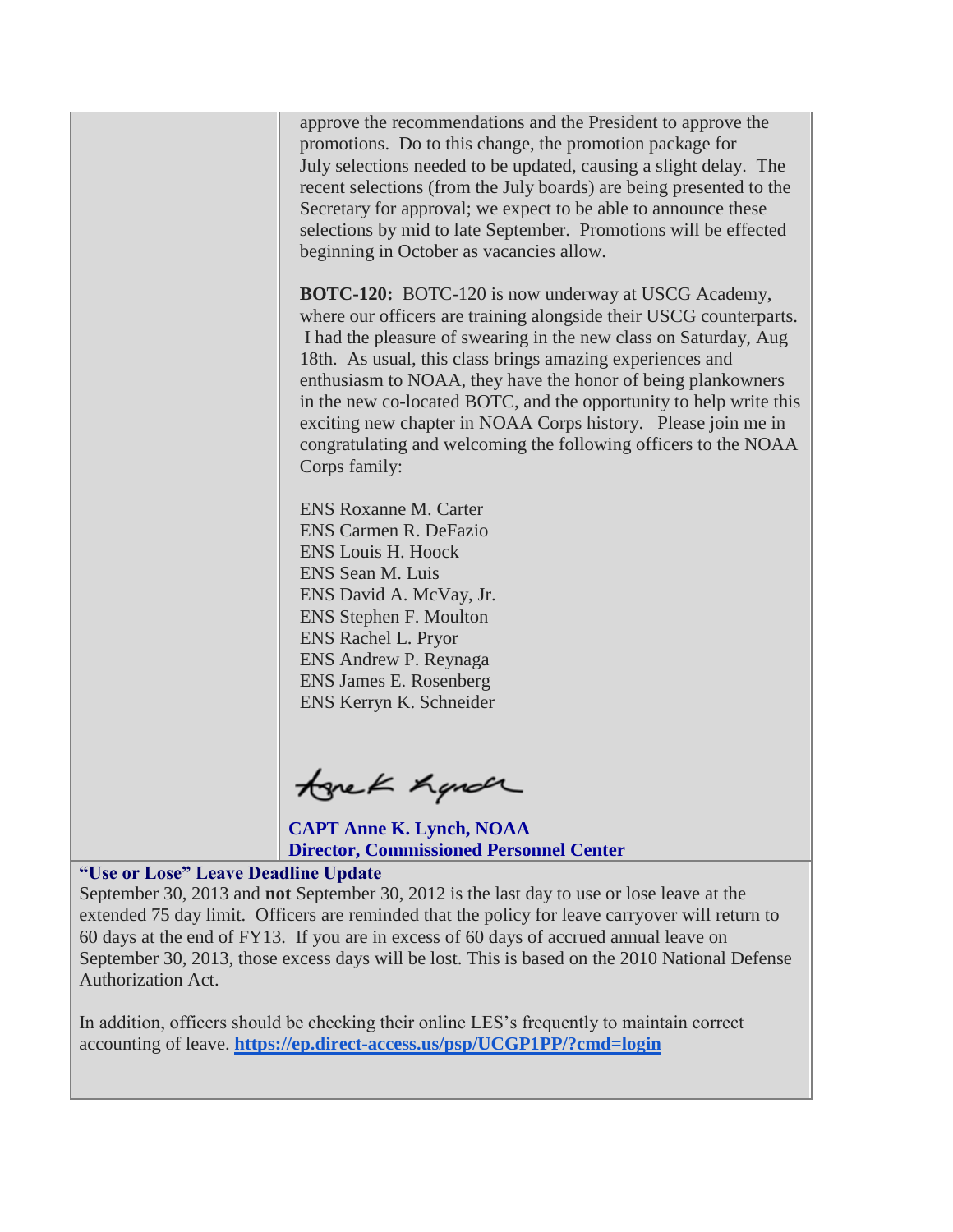approve the recommendations and the President to approve the promotions. Do to this change, the promotion package for July selections needed to be updated, causing a slight delay. The recent selections (from the July boards) are being presented to the Secretary for approval; we expect to be able to announce these selections by mid to late September. Promotions will be effected beginning in October as vacancies allow.

**BOTC-120:** BOTC-120 is now underway at USCG Academy, where our officers are training alongside their USCG counterparts. I had the pleasure of swearing in the new class on Saturday, Aug 18th. As usual, this class brings amazing experiences and enthusiasm to NOAA, they have the honor of being plankowners in the new co-located BOTC, and the opportunity to help write this exciting new chapter in NOAA Corps history. Please join me in congratulating and welcoming the following officers to the NOAA Corps family:

ENS Roxanne M. Carter
ENS Carmen R. DeFazio
ENS Louis H. Hoock
ENS Sean M. Luis
ENS David A. McVay, Jr.
ENS Stephen F. Moulton
ENS Rachel L. Pryor
ENS Andrew P. Reynaga
ENS James E. Rosenberg
ENS Kerryn K. Schneider

Anne K. Lynch

**CAPT Anne K. Lynch, NOAA**
**Director, Commissioned Personnel Center**

**"Use or Lose" Leave Deadline Update**

September 30, 2013 and **not** September 30, 2012 is the last day to use or lose leave at the extended 75 day limit. Officers are reminded that the policy for leave carryover will return to 60 days at the end of FY13. If you are in excess of 60 days of accrued annual leave on September 30, 2013, those excess days will be lost. This is based on the 2010 National Defense Authorization Act.

In addition, officers should be checking their online LES's frequently to maintain correct accounting of leave. **https://ep.direct-access.us/psp/UCGP1PP/?cmd=login**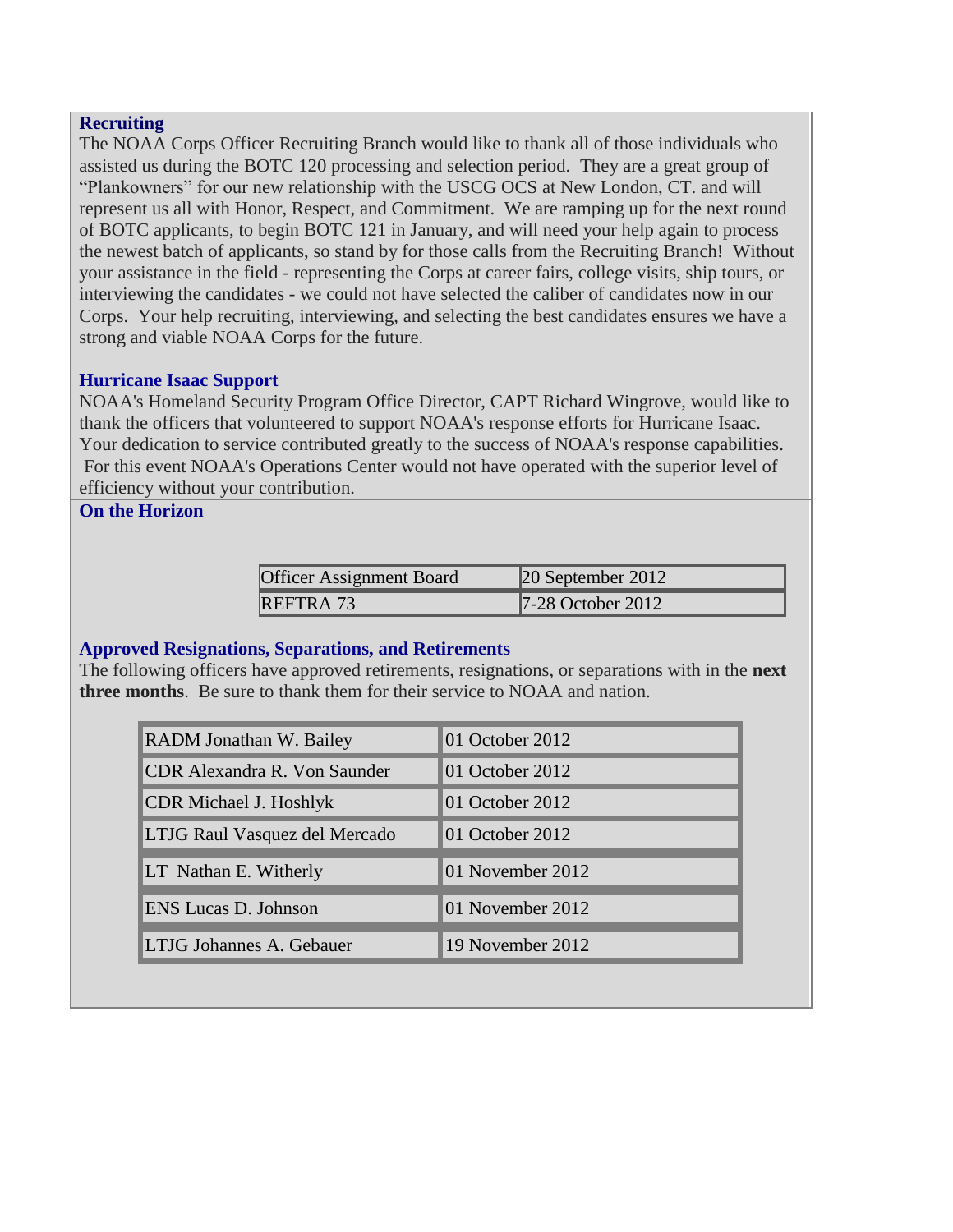### Recruiting

The NOAA Corps Officer Recruiting Branch would like to thank all of those individuals who assisted us during the BOTC 120 processing and selection period. They are a great group of “Plankowners” for our new relationship with the USCG OCS at New London, CT. and will represent us all with Honor, Respect, and Commitment. We are ramping up for the next round of BOTC applicants, to begin BOTC 121 in January, and will need your help again to process the newest batch of applicants, so stand by for those calls from the Recruiting Branch! Without your assistance in the field - representing the Corps at career fairs, college visits, ship tours, or interviewing the candidates - we could not have selected the caliber of candidates now in our Corps. Your help recruiting, interviewing, and selecting the best candidates ensures we have a strong and viable NOAA Corps for the future.

### Hurricane Isaac Support

NOAA's Homeland Security Program Office Director, CAPT Richard Wingrove, would like to thank the officers that volunteered to support NOAA's response efforts for Hurricane Isaac. Your dedication to service contributed greatly to the success of NOAA's response capabilities. For this event NOAA's Operations Center would not have operated with the superior level of efficiency without your contribution.

### On the Horizon

| | |
|---|---|
| Officer Assignment Board | 20 September 2012 |
| REFTRA 73 | 7-28 October 2012 |

### Approved Resignations, Separations, and Retirements

The following officers have approved retirements, resignations, or separations with in the **next three months**. Be sure to thank them for their service to NOAA and nation.

| | |
|---|---|
| RADM Jonathan W. Bailey | 01 October 2012 |
| CDR Alexandra R. Von Saunder | 01 October 2012 |
| CDR Michael J. Hoshlyk | 01 October 2012 |
| LTJG Raul Vasquez del Mercado | 01 October 2012 |
| LT Nathan E. Witherly | 01 November 2012 |
| ENS Lucas D. Johnson | 01 November 2012 |
| LTJG Johannes A. Gebauer | 19 November 2012 |